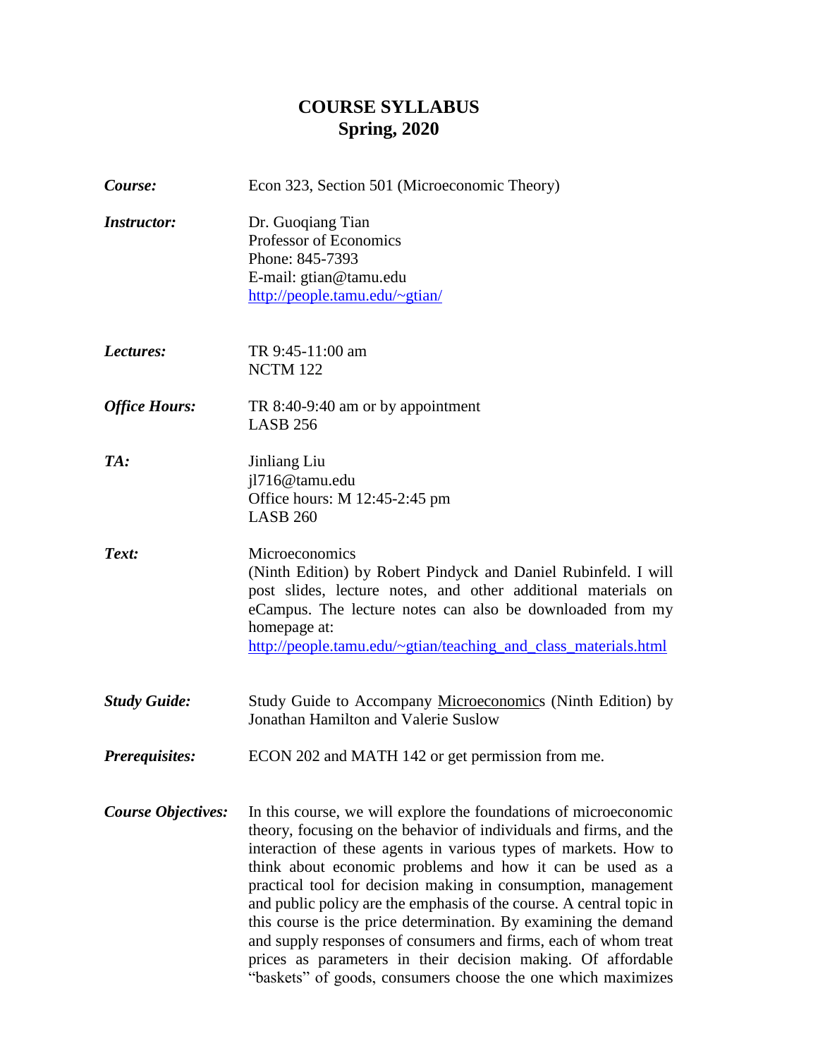# COURSE SYLLABUS
## Spring, 2020

***Course:*** Econ 323, Section 501 (Microeconomic Theory)

***Instructor:*** Dr. Guoqiang Tian
Professor of Economics
Phone: 845-7393
E-mail: gtian@tamu.edu
http://people.tamu.edu/~gtian/

***Lectures:*** TR 9:45-11:00 am
NCTM 122

***Office Hours:*** TR 8:40-9:40 am or by appointment
LASB 256

***TA:*** Jinliang Liu
jl716@tamu.edu
Office hours: M 12:45-2:45 pm
LASB 260

***Text:*** Microeconomics
(Ninth Edition) by Robert Pindyck and Daniel Rubinfeld. I will post slides, lecture notes, and other additional materials on eCampus. The lecture notes can also be downloaded from my homepage at:
http://people.tamu.edu/~gtian/teaching_and_class_materials.html

***Study Guide:*** Study Guide to Accompany Microeconomics (Ninth Edition) by Jonathan Hamilton and Valerie Suslow

***Prerequisites:*** ECON 202 and MATH 142 or get permission from me.

***Course Objectives:*** In this course, we will explore the foundations of microeconomic theory, focusing on the behavior of individuals and firms, and the interaction of these agents in various types of markets. How to think about economic problems and how it can be used as a practical tool for decision making in consumption, management and public policy are the emphasis of the course. A central topic in this course is the price determination. By examining the demand and supply responses of consumers and firms, each of whom treat prices as parameters in their decision making. Of affordable "baskets" of goods, consumers choose the one which maximizes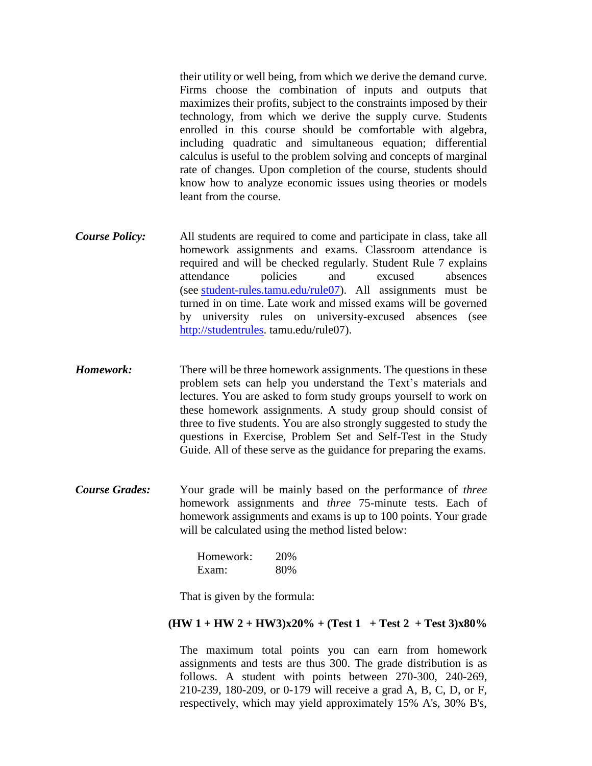their utility or well being, from which we derive the demand curve. Firms choose the combination of inputs and outputs that maximizes their profits, subject to the constraints imposed by their technology, from which we derive the supply curve. Students enrolled in this course should be comfortable with algebra, including quadratic and simultaneous equation; differential calculus is useful to the problem solving and concepts of marginal rate of changes. Upon completion of the course, students should know how to analyze economic issues using theories or models leant from the course.

***Course Policy:*** All students are required to come and participate in class, take all homework assignments and exams. Classroom attendance is required and will be checked regularly. Student Rule 7 explains attendance policies and excused absences (see [student-rules.tamu.edu/rule07](student-rules.tamu.edu/rule07)). All assignments must be turned in on time. Late work and missed exams will be governed by university rules on university-excused absences (see [http://studentrules](http://studentrules). tamu.edu/rule07).

***Homework:*** There will be three homework assignments. The questions in these problem sets can help you understand the Text's materials and lectures. You are asked to form study groups yourself to work on these homework assignments. A study group should consist of three to five students. You are also strongly suggested to study the questions in Exercise, Problem Set and Self-Test in the Study Guide. All of these serve as the guidance for preparing the exams.

***Course Grades:*** Your grade will be mainly based on the performance of *three* homework assignments and *three* 75-minute tests. Each of homework assignments and exams is up to 100 points. Your grade will be calculated using the method listed below:

| | |
|---|---|
| Homework: | 20% |
| Exam: | 80% |

That is given by the formula:

**(HW 1 + HW 2 + HW3)x20% + (Test 1 + Test 2 + Test 3)x80%**

The maximum total points you can earn from homework assignments and tests are thus 300. The grade distribution is as follows. A student with points between 270-300, 240-269, 210-239, 180-209, or 0-179 will receive a grad A, B, C, D, or F, respectively, which may yield approximately 15% A's, 30% B's,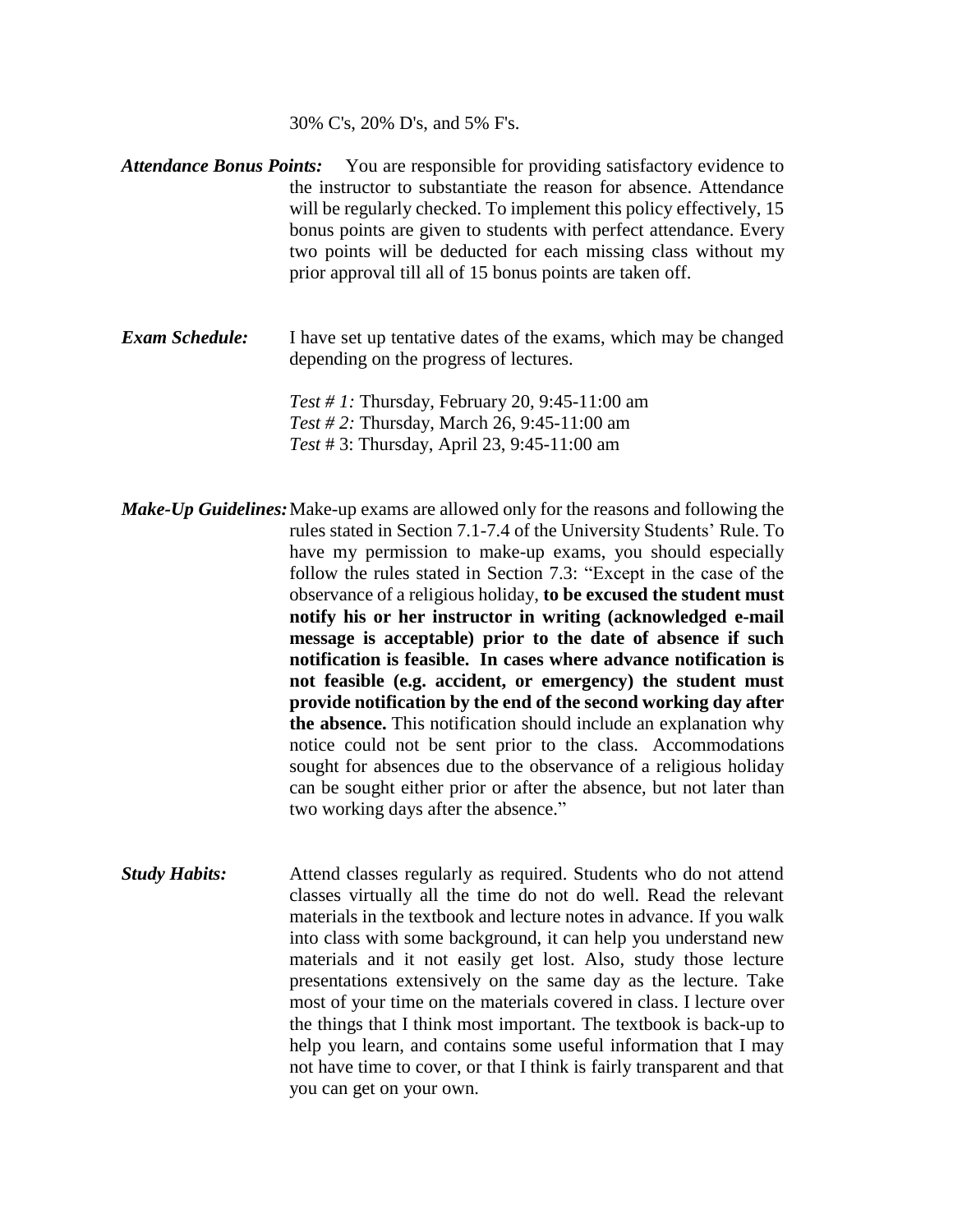30% C's, 20% D's, and 5% F's.

***Attendance Bonus Points:*** You are responsible for providing satisfactory evidence to the instructor to substantiate the reason for absence. Attendance will be regularly checked. To implement this policy effectively, 15 bonus points are given to students with perfect attendance. Every two points will be deducted for each missing class without my prior approval till all of 15 bonus points are taken off.

***Exam Schedule:*** I have set up tentative dates of the exams, which may be changed depending on the progress of lectures.

*Test # 1:* Thursday, February 20, 9:45-11:00 am
*Test # 2:* Thursday, March 26, 9:45-11:00 am
*Test* # 3: Thursday, April 23, 9:45-11:00 am

***Make-Up Guidelines:*** Make-up exams are allowed only for the reasons and following the rules stated in Section 7.1-7.4 of the University Students' Rule. To have my permission to make-up exams, you should especially follow the rules stated in Section 7.3: "Except in the case of the observance of a religious holiday, **to be excused the student must notify his or her instructor in writing (acknowledged e-mail message is acceptable) prior to the date of absence if such notification is feasible. In cases where advance notification is not feasible (e.g. accident, or emergency) the student must provide notification by the end of the second working day after the absence.** This notification should include an explanation why notice could not be sent prior to the class. Accommodations sought for absences due to the observance of a religious holiday can be sought either prior or after the absence, but not later than two working days after the absence."

***Study Habits:*** Attend classes regularly as required. Students who do not attend classes virtually all the time do not do well. Read the relevant materials in the textbook and lecture notes in advance. If you walk into class with some background, it can help you understand new materials and it not easily get lost. Also, study those lecture presentations extensively on the same day as the lecture. Take most of your time on the materials covered in class. I lecture over the things that I think most important. The textbook is back-up to help you learn, and contains some useful information that I may not have time to cover, or that I think is fairly transparent and that you can get on your own.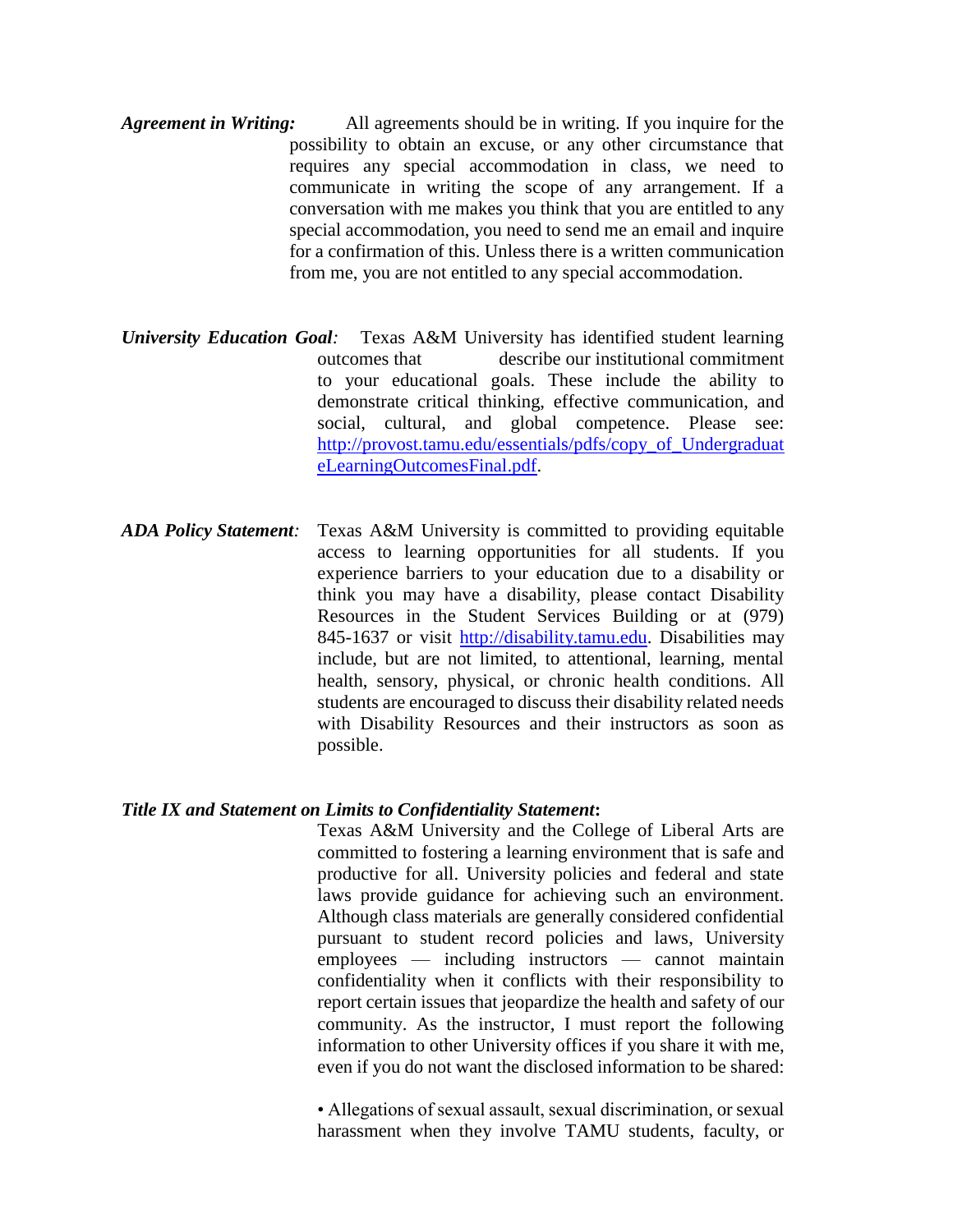***Agreement in Writing:*** All agreements should be in writing. If you inquire for the possibility to obtain an excuse, or any other circumstance that requires any special accommodation in class, we need to communicate in writing the scope of any arrangement. If a conversation with me makes you think that you are entitled to any special accommodation, you need to send me an email and inquire for a confirmation of this. Unless there is a written communication from me, you are not entitled to any special accommodation.

***University Education Goal:*** Texas A&M University has identified student learning outcomes that describe our institutional commitment to your educational goals. These include the ability to demonstrate critical thinking, effective communication, and social, cultural, and global competence. Please see: [http://provost.tamu.edu/essentials/pdfs/copy_of_UndergraduateLearningOutcomesFinal.pdf](http://provost.tamu.edu/essentials/pdfs/copy_of_UndergraduateLearningOutcomesFinal.pdf).

***ADA Policy Statement:*** Texas A&M University is committed to providing equitable access to learning opportunities for all students. If you experience barriers to your education due to a disability or think you may have a disability, please contact Disability Resources in the Student Services Building or at (979) 845-1637 or visit [http://disability.tamu.edu](http://disability.tamu.edu). Disabilities may include, but are not limited, to attentional, learning, mental health, sensory, physical, or chronic health conditions. All students are encouraged to discuss their disability related needs with Disability Resources and their instructors as soon as possible.

***Title IX and Statement on Limits to Confidentiality Statement*:**

Texas A&M University and the College of Liberal Arts are committed to fostering a learning environment that is safe and productive for all. University policies and federal and state laws provide guidance for achieving such an environment. Although class materials are generally considered confidential pursuant to student record policies and laws, University employees — including instructors — cannot maintain confidentiality when it conflicts with their responsibility to report certain issues that jeopardize the health and safety of our community. As the instructor, I must report the following information to other University offices if you share it with me, even if you do not want the disclosed information to be shared:

- Allegations of sexual assault, sexual discrimination, or sexual harassment when they involve TAMU students, faculty, or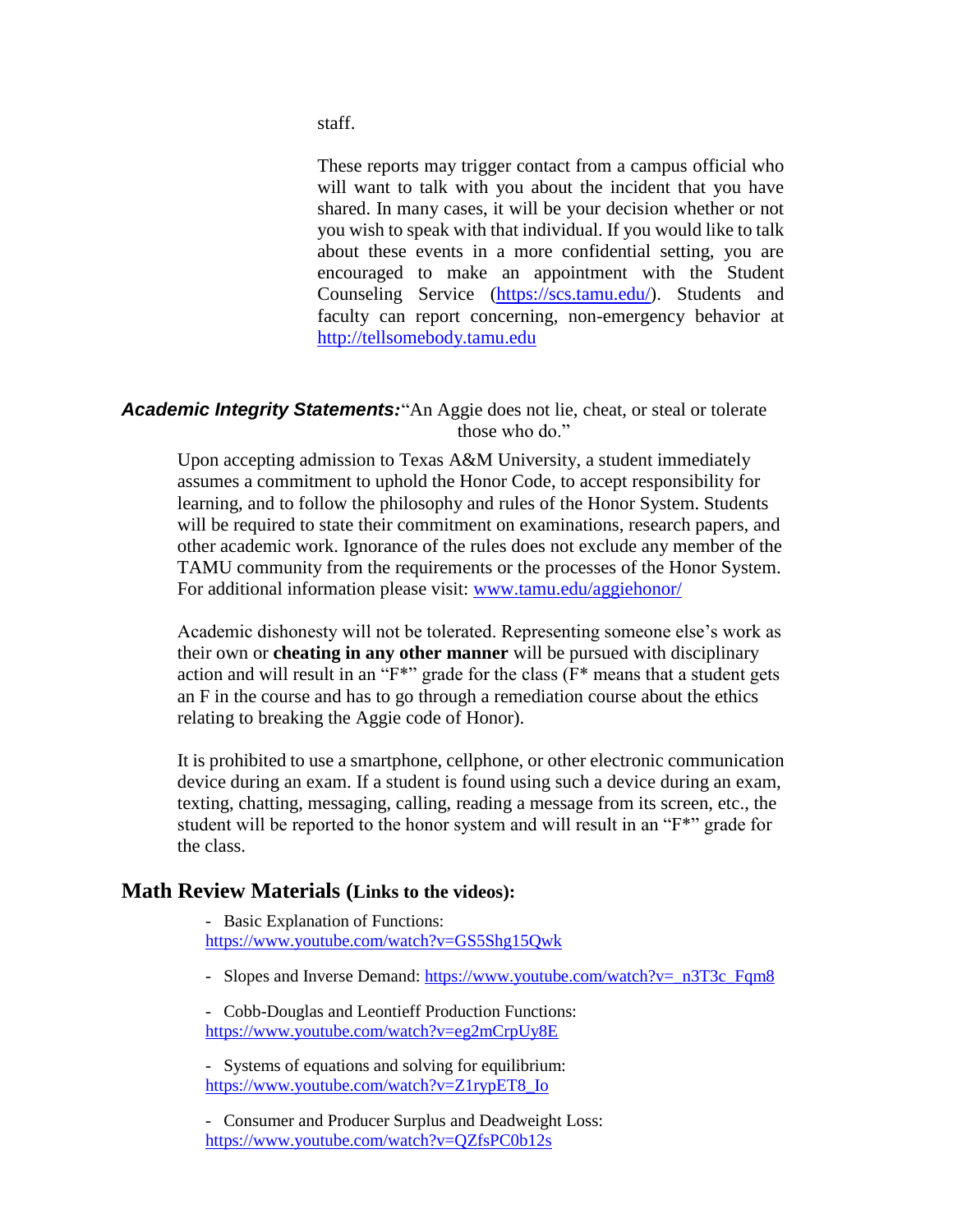staff.

These reports may trigger contact from a campus official who will want to talk with you about the incident that you have shared. In many cases, it will be your decision whether or not you wish to speak with that individual. If you would like to talk about these events in a more confidential setting, you are encouraged to make an appointment with the Student Counseling Service (https://scs.tamu.edu/). Students and faculty can report concerning, non-emergency behavior at http://tellsomebody.tamu.edu

***Academic Integrity Statements:*** "An Aggie does not lie, cheat, or steal or tolerate those who do."

Upon accepting admission to Texas A&M University, a student immediately assumes a commitment to uphold the Honor Code, to accept responsibility for learning, and to follow the philosophy and rules of the Honor System. Students will be required to state their commitment on examinations, research papers, and other academic work. Ignorance of the rules does not exclude any member of the TAMU community from the requirements or the processes of the Honor System. For additional information please visit: www.tamu.edu/aggiehonor/

Academic dishonesty will not be tolerated. Representing someone else's work as their own or **cheating in any other manner** will be pursued with disciplinary action and will result in an "F*" grade for the class (F* means that a student gets an F in the course and has to go through a remediation course about the ethics relating to breaking the Aggie code of Honor).

It is prohibited to use a smartphone, cellphone, or other electronic communication device during an exam. If a student is found using such a device during an exam, texting, chatting, messaging, calling, reading a message from its screen, etc., the student will be reported to the honor system and will result in an "F*" grade for the class.

## Math Review Materials (Links to the videos):

- Basic Explanation of Functions: https://www.youtube.com/watch?v=GS5Shg15Qwk
- Slopes and Inverse Demand: https://www.youtube.com/watch?v=_n3T3c_Fqm8
- Cobb-Douglas and Leontieff Production Functions: https://www.youtube.com/watch?v=eg2mCrpUy8E
- Systems of equations and solving for equilibrium: https://www.youtube.com/watch?v=Z1rypET8_Io
- Consumer and Producer Surplus and Deadweight Loss: https://www.youtube.com/watch?v=QZfsPC0b12s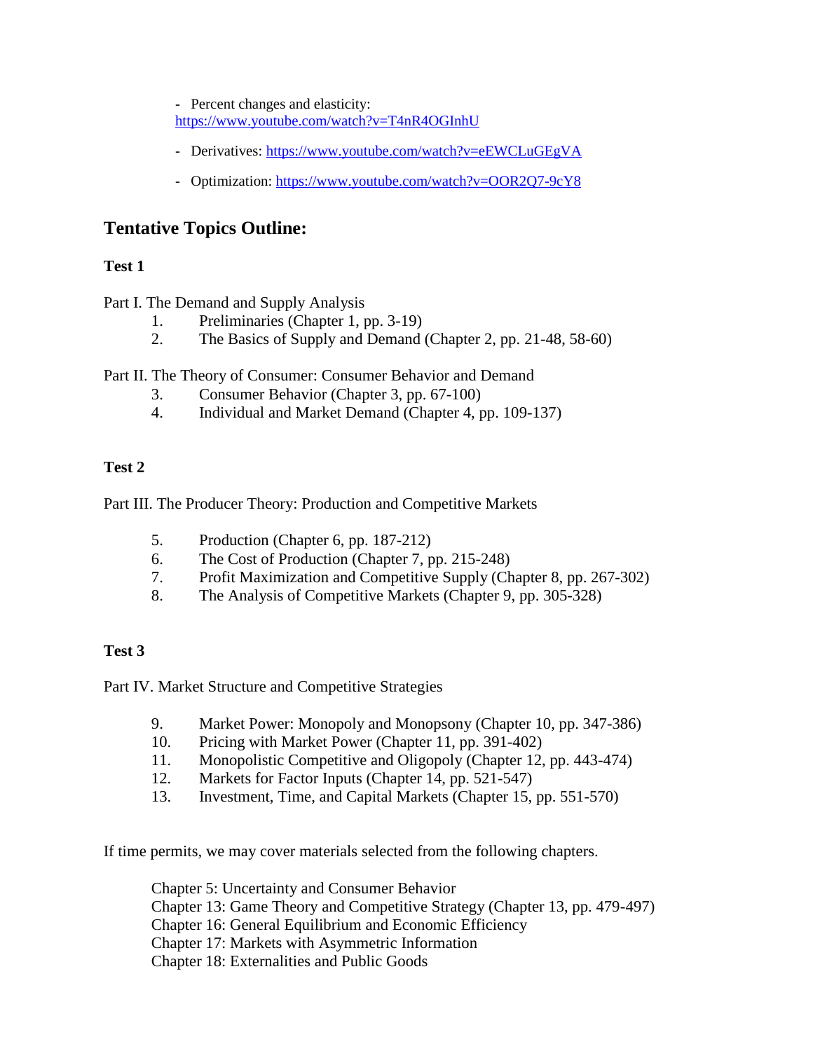- Percent changes and elasticity: https://www.youtube.com/watch?v=T4nR4OGInhU

- Derivatives: https://www.youtube.com/watch?v=eEWCLuGEgVA

- Optimization: https://www.youtube.com/watch?v=OOR2Q7-9cY8

## Tentative Topics Outline:

**Test 1**

Part I. The Demand and Supply Analysis

1. Preliminaries (Chapter 1, pp. 3-19)
2. The Basics of Supply and Demand (Chapter 2, pp. 21-48, 58-60)

Part II. The Theory of Consumer: Consumer Behavior and Demand

3. Consumer Behavior (Chapter 3, pp. 67-100)
4. Individual and Market Demand (Chapter 4, pp. 109-137)

**Test 2**

Part III. The Producer Theory: Production and Competitive Markets

5. Production (Chapter 6, pp. 187-212)
6. The Cost of Production (Chapter 7, pp. 215-248)
7. Profit Maximization and Competitive Supply (Chapter 8, pp. 267-302)
8. The Analysis of Competitive Markets (Chapter 9, pp. 305-328)

**Test 3**

Part IV. Market Structure and Competitive Strategies

9. Market Power: Monopoly and Monopsony (Chapter 10, pp. 347-386)
10. Pricing with Market Power (Chapter 11, pp. 391-402)
11. Monopolistic Competitive and Oligopoly (Chapter 12, pp. 443-474)
12. Markets for Factor Inputs (Chapter 14, pp. 521-547)
13. Investment, Time, and Capital Markets (Chapter 15, pp. 551-570)

If time permits, we may cover materials selected from the following chapters.

Chapter 5: Uncertainty and Consumer Behavior
Chapter 13: Game Theory and Competitive Strategy (Chapter 13, pp. 479-497)
Chapter 16: General Equilibrium and Economic Efficiency
Chapter 17: Markets with Asymmetric Information
Chapter 18: Externalities and Public Goods